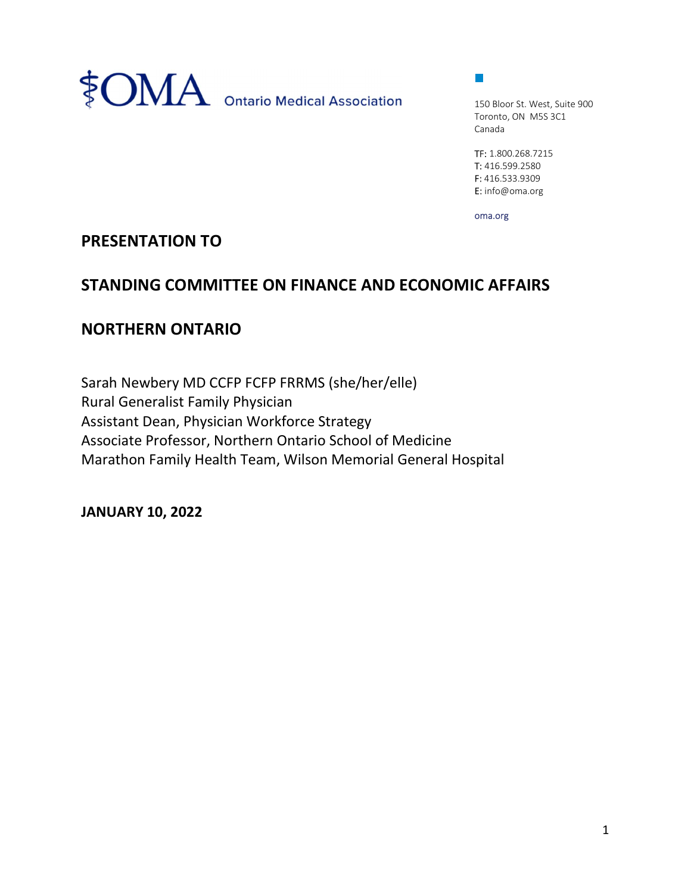OMA Ontario Medical Association

150 Bloor St. West, Suite 900
Toronto, ON M5S 3C1
Canada

TF: 1.800.268.7215
T: 416.599.2580
F: 416.533.9309
E: info@oma.org

oma.org

## PRESENTATION TO

## STANDING COMMITTEE ON FINANCE AND ECONOMIC AFFAIRS

## NORTHERN ONTARIO

Sarah Newbery MD CCFP FCFP FRRMS (she/her/elle)
Rural Generalist Family Physician
Assistant Dean, Physician Workforce Strategy
Associate Professor, Northern Ontario School of Medicine
Marathon Family Health Team, Wilson Memorial General Hospital

**JANUARY 10, 2022**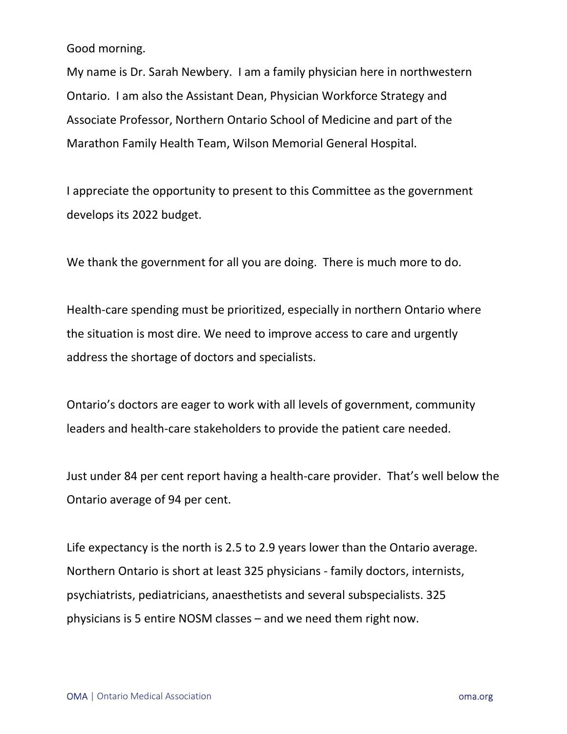Good morning.

My name is Dr. Sarah Newbery. I am a family physician here in northwestern Ontario. I am also the Assistant Dean, Physician Workforce Strategy and Associate Professor, Northern Ontario School of Medicine and part of the Marathon Family Health Team, Wilson Memorial General Hospital.

I appreciate the opportunity to present to this Committee as the government develops its 2022 budget.

We thank the government for all you are doing. There is much more to do.

Health-care spending must be prioritized, especially in northern Ontario where the situation is most dire. We need to improve access to care and urgently address the shortage of doctors and specialists.

Ontario's doctors are eager to work with all levels of government, community leaders and health-care stakeholders to provide the patient care needed.

Just under 84 per cent report having a health-care provider. That's well below the Ontario average of 94 per cent.

Life expectancy is the north is 2.5 to 2.9 years lower than the Ontario average. Northern Ontario is short at least 325 physicians - family doctors, internists, psychiatrists, pediatricians, anaesthetists and several subspecialists. 325 physicians is 5 entire NOSM classes – and we need them right now.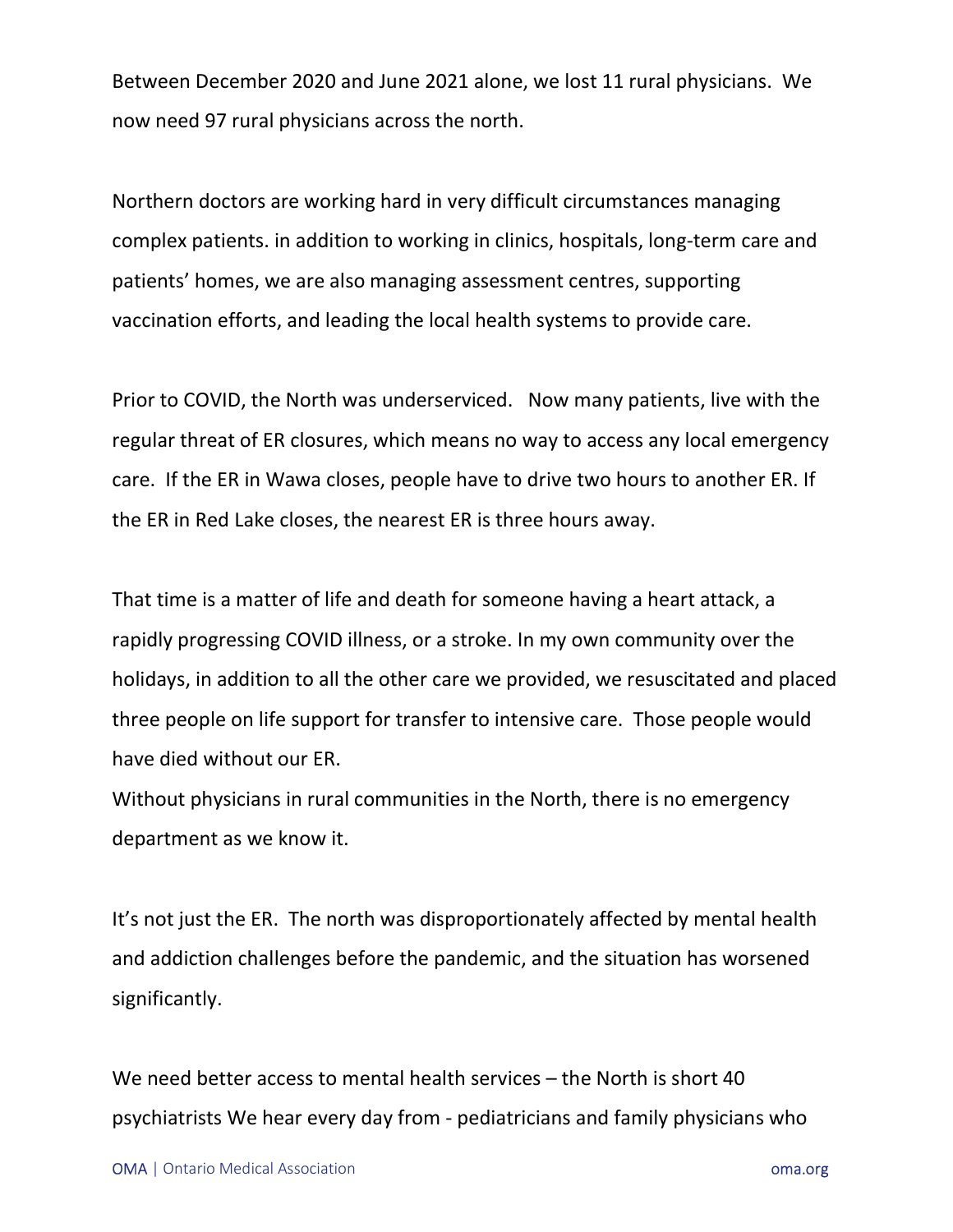Between December 2020 and June 2021 alone, we lost 11 rural physicians. We now need 97 rural physicians across the north.

Northern doctors are working hard in very difficult circumstances managing complex patients. in addition to working in clinics, hospitals, long-term care and patients' homes, we are also managing assessment centres, supporting vaccination efforts, and leading the local health systems to provide care.

Prior to COVID, the North was underserviced. Now many patients, live with the regular threat of ER closures, which means no way to access any local emergency care. If the ER in Wawa closes, people have to drive two hours to another ER. If the ER in Red Lake closes, the nearest ER is three hours away.

That time is a matter of life and death for someone having a heart attack, a rapidly progressing COVID illness, or a stroke. In my own community over the holidays, in addition to all the other care we provided, we resuscitated and placed three people on life support for transfer to intensive care. Those people would have died without our ER.
Without physicians in rural communities in the North, there is no emergency department as we know it.

It's not just the ER. The north was disproportionately affected by mental health and addiction challenges before the pandemic, and the situation has worsened significantly.

We need better access to mental health services – the North is short 40 psychiatrists We hear every day from - pediatricians and family physicians who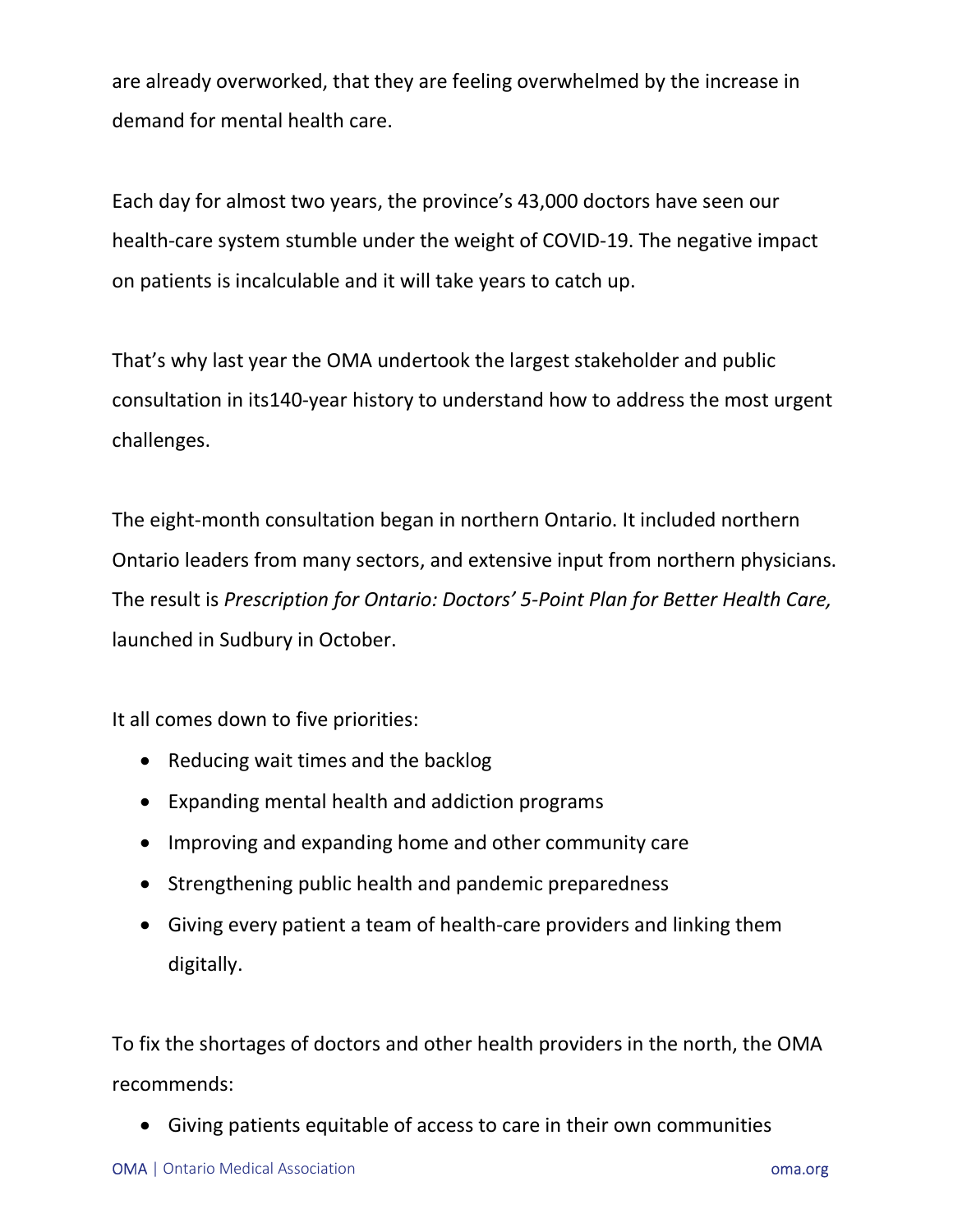are already overworked, that they are feeling overwhelmed by the increase in demand for mental health care.

Each day for almost two years, the province's 43,000 doctors have seen our health-care system stumble under the weight of COVID-19. The negative impact on patients is incalculable and it will take years to catch up.

That's why last year the OMA undertook the largest stakeholder and public consultation in its140-year history to understand how to address the most urgent challenges.

The eight-month consultation began in northern Ontario. It included northern Ontario leaders from many sectors, and extensive input from northern physicians. The result is *Prescription for Ontario: Doctors' 5-Point Plan for Better Health Care,* launched in Sudbury in October.

It all comes down to five priorities:

- Reducing wait times and the backlog
- Expanding mental health and addiction programs
- Improving and expanding home and other community care
- Strengthening public health and pandemic preparedness
- Giving every patient a team of health-care providers and linking them digitally.

To fix the shortages of doctors and other health providers in the north, the OMA recommends:

- Giving patients equitable of access to care in their own communities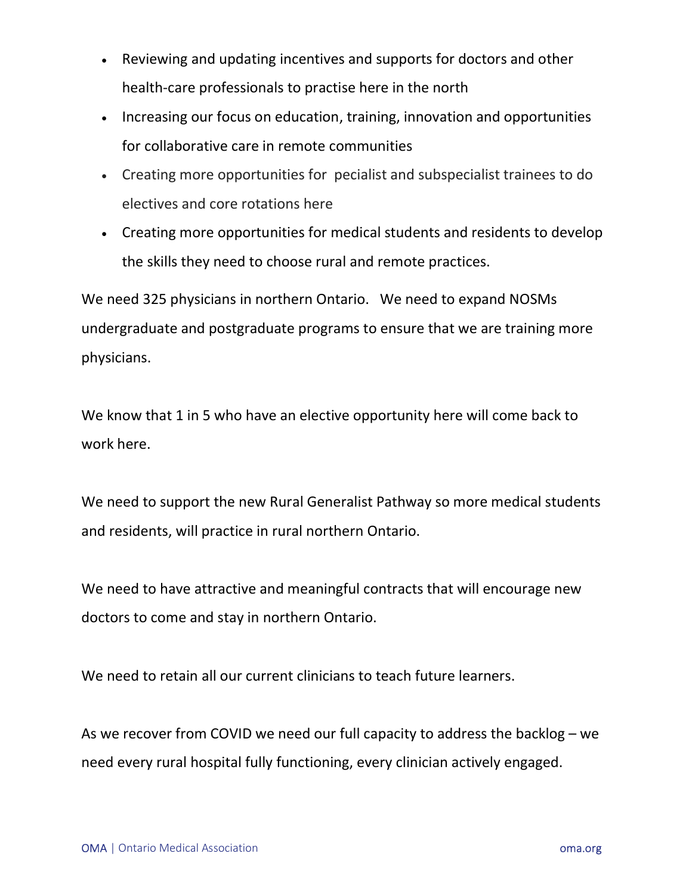- Reviewing and updating incentives and supports for doctors and other health-care professionals to practise here in the north
- Increasing our focus on education, training, innovation and opportunities for collaborative care in remote communities
- Creating more opportunities for  pecialist and subspecialist trainees to do electives and core rotations here
- Creating more opportunities for medical students and residents to develop the skills they need to choose rural and remote practices.

We need 325 physicians in northern Ontario.   We need to expand NOSMs undergraduate and postgraduate programs to ensure that we are training more physicians.

We know that 1 in 5 who have an elective opportunity here will come back to work here.

We need to support the new Rural Generalist Pathway so more medical students and residents, will practice in rural northern Ontario.

We need to have attractive and meaningful contracts that will encourage new doctors to come and stay in northern Ontario.

We need to retain all our current clinicians to teach future learners.

As we recover from COVID we need our full capacity to address the backlog – we need every rural hospital fully functioning, every clinician actively engaged.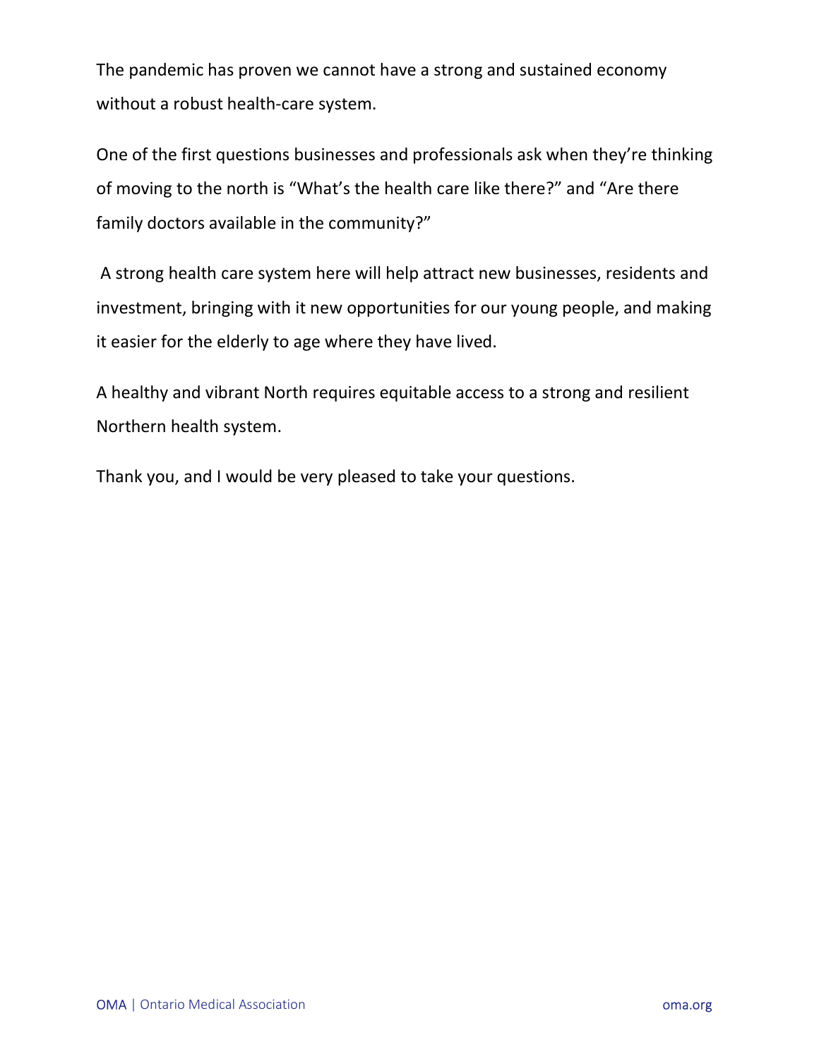The pandemic has proven we cannot have a strong and sustained economy without a robust health-care system.

One of the first questions businesses and professionals ask when they're thinking of moving to the north is "What's the health care like there?" and "Are there family doctors available in the community?"

A strong health care system here will help attract new businesses, residents and investment, bringing with it new opportunities for our young people, and making it easier for the elderly to age where they have lived.

A healthy and vibrant North requires equitable access to a strong and resilient Northern health system.

Thank you, and I would be very pleased to take your questions.